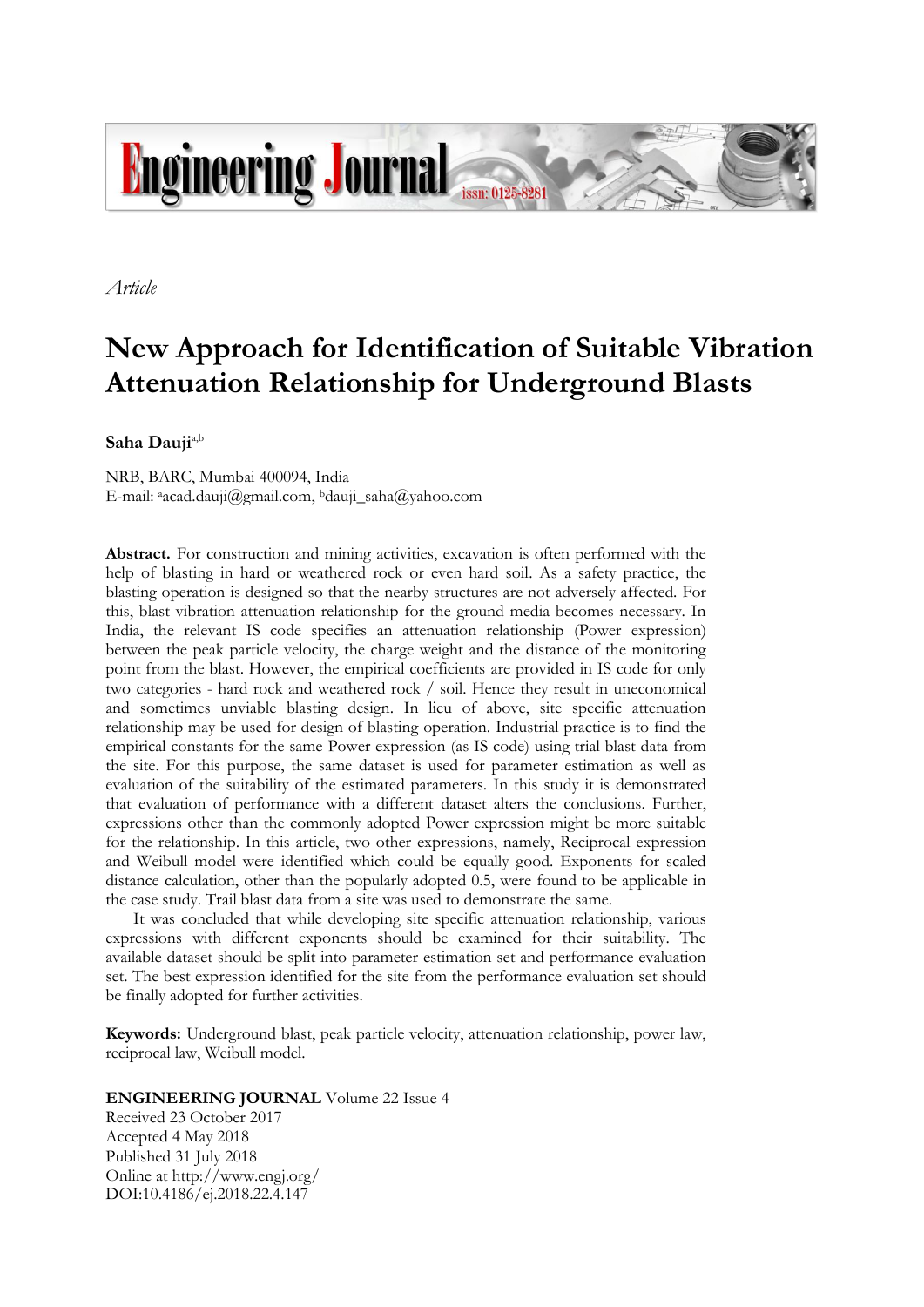*Article*

# New Approach for Identification of Suitable Vibration Attenuation Relationship for Underground Blasts

**Saha Dauji**[a,b]

NRB, BARC, Mumbai 400094, India
E-mail: [a]acad.dauji@gmail.com, [b]dauji_saha@yahoo.com

**Abstract.** For construction and mining activities, excavation is often performed with the help of blasting in hard or weathered rock or even hard soil. As a safety practice, the blasting operation is designed so that the nearby structures are not adversely affected. For this, blast vibration attenuation relationship for the ground media becomes necessary. In India, the relevant IS code specifies an attenuation relationship (Power expression) between the peak particle velocity, the charge weight and the distance of the monitoring point from the blast. However, the empirical coefficients are provided in IS code for only two categories - hard rock and weathered rock / soil. Hence they result in uneconomical and sometimes unviable blasting design. In lieu of above, site specific attenuation relationship may be used for design of blasting operation. Industrial practice is to find the empirical constants for the same Power expression (as IS code) using trial blast data from the site. For this purpose, the same dataset is used for parameter estimation as well as evaluation of the suitability of the estimated parameters. In this study it is demonstrated that evaluation of performance with a different dataset alters the conclusions. Further, expressions other than the commonly adopted Power expression might be more suitable for the relationship. In this article, two other expressions, namely, Reciprocal expression and Weibull model were identified which could be equally good. Exponents for scaled distance calculation, other than the popularly adopted 0.5, were found to be applicable in the case study. Trail blast data from a site was used to demonstrate the same.

It was concluded that while developing site specific attenuation relationship, various expressions with different exponents should be examined for their suitability. The available dataset should be split into parameter estimation set and performance evaluation set. The best expression identified for the site from the performance evaluation set should be finally adopted for further activities.

**Keywords:** Underground blast, peak particle velocity, attenuation relationship, power law, reciprocal law, Weibull model.

**ENGINEERING JOURNAL** Volume 22 Issue 4
Received 23 October 2017
Accepted 4 May 2018
Published 31 July 2018
Online at http://www.engj.org/
DOI:10.4186/ej.2018.22.4.147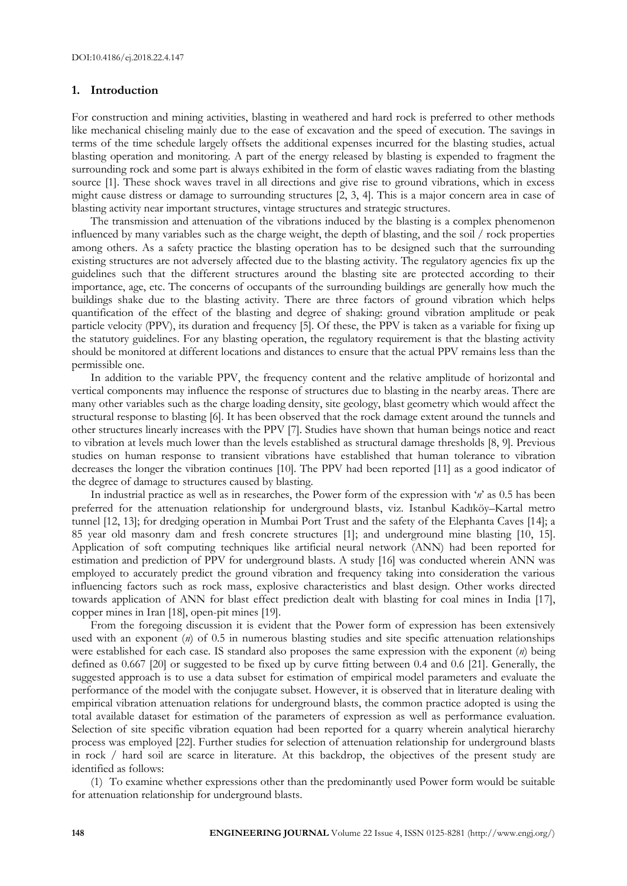## 1. Introduction

For construction and mining activities, blasting in weathered and hard rock is preferred to other methods like mechanical chiseling mainly due to the ease of excavation and the speed of execution. The savings in terms of the time schedule largely offsets the additional expenses incurred for the blasting studies, actual blasting operation and monitoring. A part of the energy released by blasting is expended to fragment the surrounding rock and some part is always exhibited in the form of elastic waves radiating from the blasting source [1]. These shock waves travel in all directions and give rise to ground vibrations, which in excess might cause distress or damage to surrounding structures [2, 3, 4]. This is a major concern area in case of blasting activity near important structures, vintage structures and strategic structures.

The transmission and attenuation of the vibrations induced by the blasting is a complex phenomenon influenced by many variables such as the charge weight, the depth of blasting, and the soil / rock properties among others. As a safety practice the blasting operation has to be designed such that the surrounding existing structures are not adversely affected due to the blasting activity. The regulatory agencies fix up the guidelines such that the different structures around the blasting site are protected according to their importance, age, etc. The concerns of occupants of the surrounding buildings are generally how much the buildings shake due to the blasting activity. There are three factors of ground vibration which helps quantification of the effect of the blasting and degree of shaking: ground vibration amplitude or peak particle velocity (PPV), its duration and frequency [5]. Of these, the PPV is taken as a variable for fixing up the statutory guidelines. For any blasting operation, the regulatory requirement is that the blasting activity should be monitored at different locations and distances to ensure that the actual PPV remains less than the permissible one.

In addition to the variable PPV, the frequency content and the relative amplitude of horizontal and vertical components may influence the response of structures due to blasting in the nearby areas. There are many other variables such as the charge loading density, site geology, blast geometry which would affect the structural response to blasting [6]. It has been observed that the rock damage extent around the tunnels and other structures linearly increases with the PPV [7]. Studies have shown that human beings notice and react to vibration at levels much lower than the levels established as structural damage thresholds [8, 9]. Previous studies on human response to transient vibrations have established that human tolerance to vibration decreases the longer the vibration continues [10]. The PPV had been reported [11] as a good indicator of the degree of damage to structures caused by blasting.

In industrial practice as well as in researches, the Power form of the expression with '*n*' as 0.5 has been preferred for the attenuation relationship for underground blasts, viz. Istanbul Kadıköy–Kartal metro tunnel [12, 13]; for dredging operation in Mumbai Port Trust and the safety of the Elephanta Caves [14]; a 85 year old masonry dam and fresh concrete structures [1]; and underground mine blasting [10, 15]. Application of soft computing techniques like artificial neural network (ANN) had been reported for estimation and prediction of PPV for underground blasts. A study [16] was conducted wherein ANN was employed to accurately predict the ground vibration and frequency taking into consideration the various influencing factors such as rock mass, explosive characteristics and blast design. Other works directed towards application of ANN for blast effect prediction dealt with blasting for coal mines in India [17], copper mines in Iran [18], open-pit mines [19].

From the foregoing discussion it is evident that the Power form of expression has been extensively used with an exponent (*n*) of 0.5 in numerous blasting studies and site specific attenuation relationships were established for each case. IS standard also proposes the same expression with the exponent (*n*) being defined as 0.667 [20] or suggested to be fixed up by curve fitting between 0.4 and 0.6 [21]. Generally, the suggested approach is to use a data subset for estimation of empirical model parameters and evaluate the performance of the model with the conjugate subset. However, it is observed that in literature dealing with empirical vibration attenuation relations for underground blasts, the common practice adopted is using the total available dataset for estimation of the parameters of expression as well as performance evaluation. Selection of site specific vibration equation had been reported for a quarry wherein analytical hierarchy process was employed [22]. Further studies for selection of attenuation relationship for underground blasts in rock / hard soil are scarce in literature. At this backdrop, the objectives of the present study are identified as follows:

(1) To examine whether expressions other than the predominantly used Power form would be suitable for attenuation relationship for underground blasts.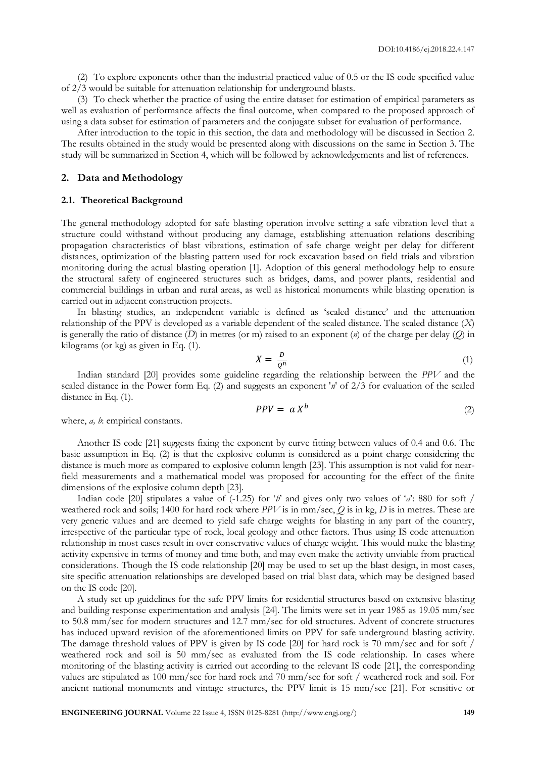(2) To explore exponents other than the industrial practiced value of 0.5 or the IS code specified value of 2/3 would be suitable for attenuation relationship for underground blasts.

(3) To check whether the practice of using the entire dataset for estimation of empirical parameters as well as evaluation of performance affects the final outcome, when compared to the proposed approach of using a data subset for estimation of parameters and the conjugate subset for evaluation of performance.

After introduction to the topic in this section, the data and methodology will be discussed in Section 2. The results obtained in the study would be presented along with discussions on the same in Section 3. The study will be summarized in Section 4, which will be followed by acknowledgements and list of references.

## 2. Data and Methodology

### 2.1. Theoretical Background

The general methodology adopted for safe blasting operation involve setting a safe vibration level that a structure could withstand without producing any damage, establishing attenuation relations describing propagation characteristics of blast vibrations, estimation of safe charge weight per delay for different distances, optimization of the blasting pattern used for rock excavation based on field trials and vibration monitoring during the actual blasting operation [1]. Adoption of this general methodology help to ensure the structural safety of engineered structures such as bridges, dams, and power plants, residential and commercial buildings in urban and rural areas, as well as historical monuments while blasting operation is carried out in adjacent construction projects.

In blasting studies, an independent variable is defined as 'scaled distance' and the attenuation relationship of the PPV is developed as a variable dependent of the scaled distance. The scaled distance (*X*) is generally the ratio of distance (*D*) in metres (or m) raised to an exponent (*n*) of the charge per delay (*Q*) in kilograms (or kg) as given in Eq. (1).

$$X = \frac{D}{Q^n} \tag{1}$$

Indian standard [20] provides some guideline regarding the relationship between the *PPV* and the scaled distance in the Power form Eq. (2) and suggests an exponent '*n*' of 2/3 for evaluation of the scaled distance in Eq. (1).

$$PPV = a\,X^b \tag{2}$$

where, *a, b*: empirical constants.

Another IS code [21] suggests fixing the exponent by curve fitting between values of 0.4 and 0.6. The basic assumption in Eq. (2) is that the explosive column is considered as a point charge considering the distance is much more as compared to explosive column length [23]. This assumption is not valid for near-field measurements and a mathematical model was proposed for accounting for the effect of the finite dimensions of the explosive column depth [23].

Indian code [20] stipulates a value of (-1.25) for '*b*' and gives only two values of '*a*': 880 for soft / weathered rock and soils; 1400 for hard rock where *PPV* is in mm/sec, *Q* is in kg, *D* is in metres. These are very generic values and are deemed to yield safe charge weights for blasting in any part of the country, irrespective of the particular type of rock, local geology and other factors. Thus using IS code attenuation relationship in most cases result in over conservative values of charge weight. This would make the blasting activity expensive in terms of money and time both, and may even make the activity unviable from practical considerations. Though the IS code relationship [20] may be used to set up the blast design, in most cases, site specific attenuation relationships are developed based on trial blast data, which may be designed based on the IS code [20].

A study set up guidelines for the safe PPV limits for residential structures based on extensive blasting and building response experimentation and analysis [24]. The limits were set in year 1985 as 19.05 mm/sec to 50.8 mm/sec for modern structures and 12.7 mm/sec for old structures. Advent of concrete structures has induced upward revision of the aforementioned limits on PPV for safe underground blasting activity. The damage threshold values of PPV is given by IS code [20] for hard rock is 70 mm/sec and for soft / weathered rock and soil is 50 mm/sec as evaluated from the IS code relationship. In cases where monitoring of the blasting activity is carried out according to the relevant IS code [21], the corresponding values are stipulated as 100 mm/sec for hard rock and 70 mm/sec for soft / weathered rock and soil. For ancient national monuments and vintage structures, the PPV limit is 15 mm/sec [21]. For sensitive or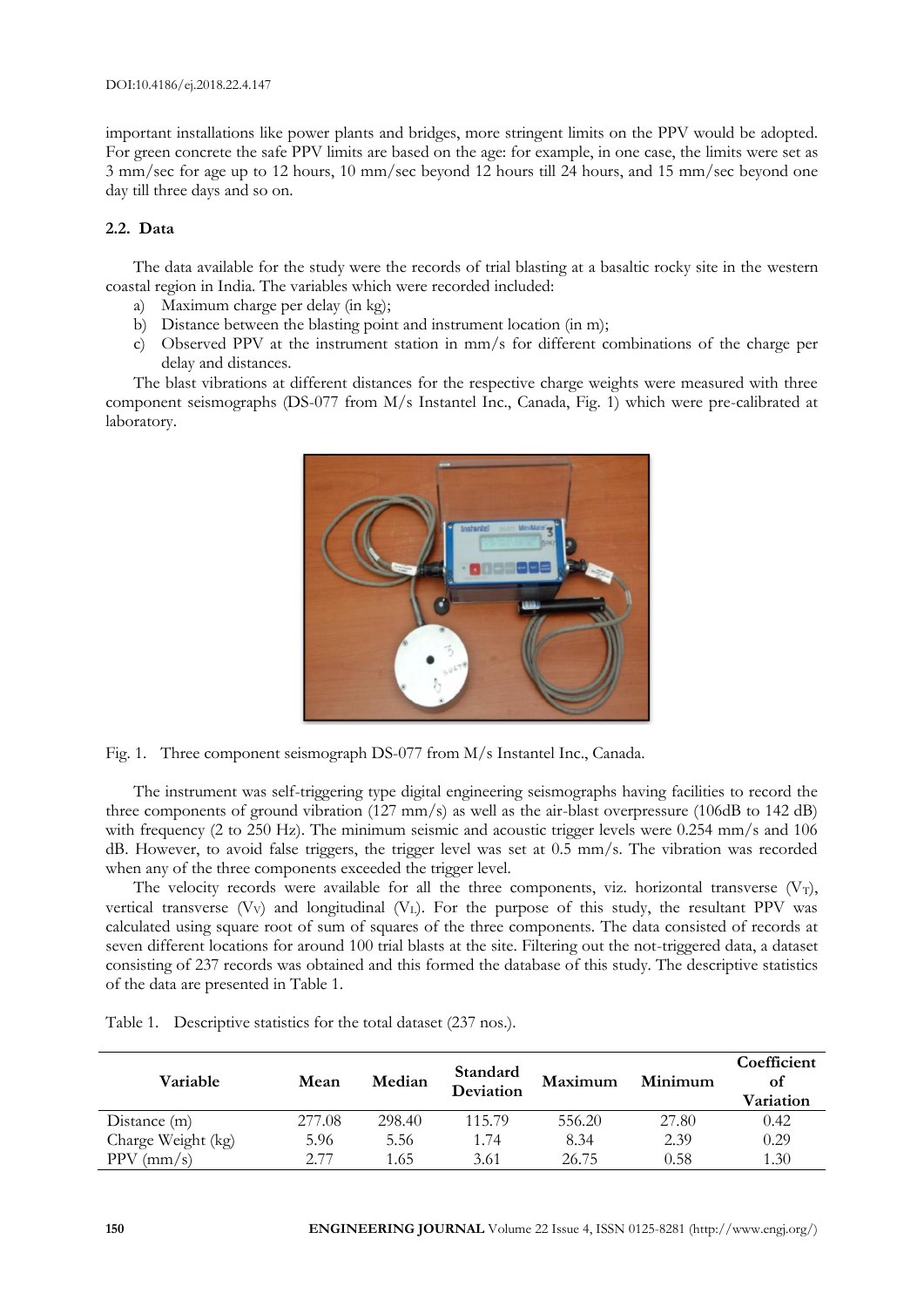important installations like power plants and bridges, more stringent limits on the PPV would be adopted. For green concrete the safe PPV limits are based on the age: for example, in one case, the limits were set as 3 mm/sec for age up to 12 hours, 10 mm/sec beyond 12 hours till 24 hours, and 15 mm/sec beyond one day till three days and so on.

### 2.2. Data

The data available for the study were the records of trial blasting at a basaltic rocky site in the western coastal region in India. The variables which were recorded included:

a) Maximum charge per delay (in kg);
b) Distance between the blasting point and instrument location (in m);
c) Observed PPV at the instrument station in mm/s for different combinations of the charge per delay and distances.

The blast vibrations at different distances for the respective charge weights were measured with three component seismographs (DS-077 from M/s Instantel Inc., Canada, Fig. 1) which were pre-calibrated at laboratory.

Fig. 1. Three component seismograph DS-077 from M/s Instantel Inc., Canada.

The instrument was self-triggering type digital engineering seismographs having facilities to record the three components of ground vibration (127 mm/s) as well as the air-blast overpressure (106dB to 142 dB) with frequency (2 to 250 Hz). The minimum seismic and acoustic trigger levels were 0.254 mm/s and 106 dB. However, to avoid false triggers, the trigger level was set at 0.5 mm/s. The vibration was recorded when any of the three components exceeded the trigger level.

The velocity records were available for all the three components, viz. horizontal transverse ($V_T$), vertical transverse ($V_V$) and longitudinal ($V_L$). For the purpose of this study, the resultant PPV was calculated using square root of sum of squares of the three components. The data consisted of records at seven different locations for around 100 trial blasts at the site. Filtering out the not-triggered data, a dataset consisting of 237 records was obtained and this formed the database of this study. The descriptive statistics of the data are presented in Table 1.

Table 1. Descriptive statistics for the total dataset (237 nos.).

| Variable | Mean | Median | Standard Deviation | Maximum | Minimum | Coefficient of Variation |
|---|---|---|---|---|---|---|
| Distance (m) | 277.08 | 298.40 | 115.79 | 556.20 | 27.80 | 0.42 |
| Charge Weight (kg) | 5.96 | 5.56 | 1.74 | 8.34 | 2.39 | 0.29 |
| PPV (mm/s) | 2.77 | 1.65 | 3.61 | 26.75 | 0.58 | 1.30 |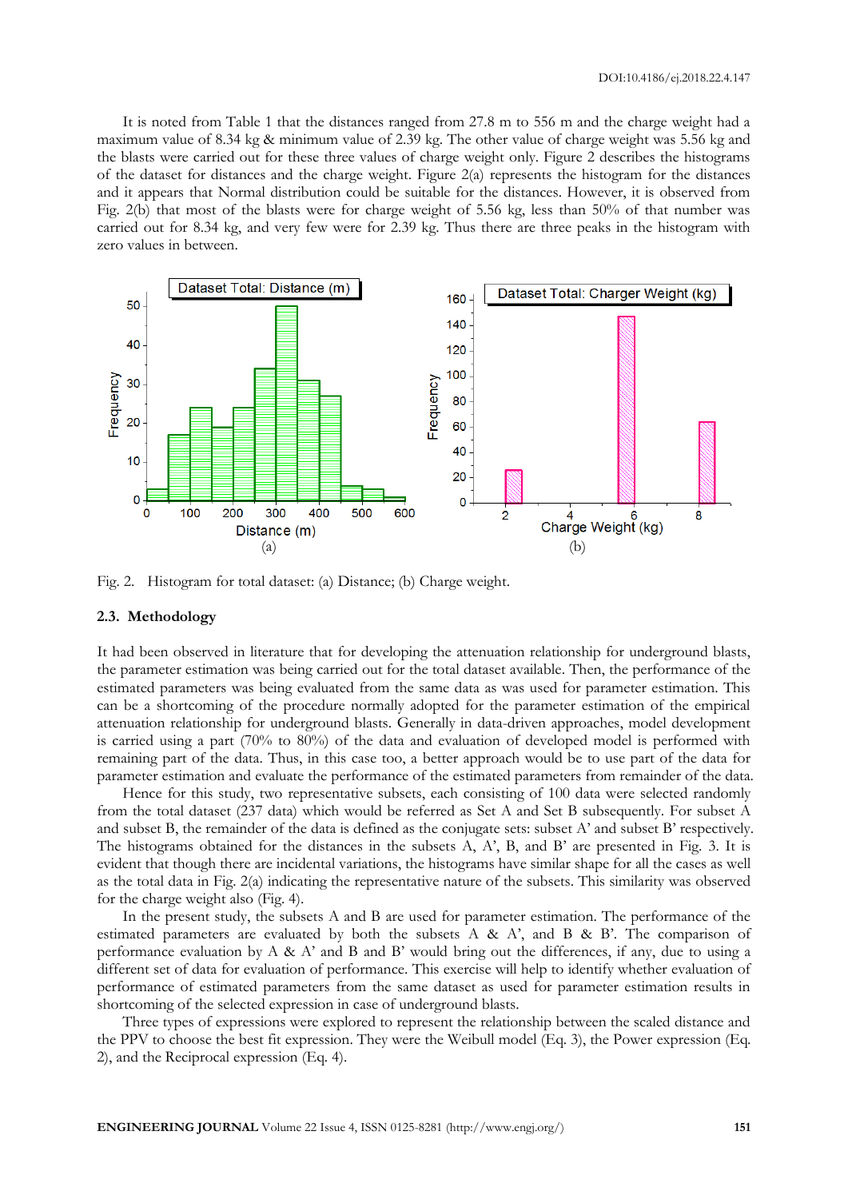It is noted from Table 1 that the distances ranged from 27.8 m to 556 m and the charge weight had a maximum value of 8.34 kg & minimum value of 2.39 kg. The other value of charge weight was 5.56 kg and the blasts were carried out for these three values of charge weight only. Figure 2 describes the histograms of the dataset for distances and the charge weight. Figure 2(a) represents the histogram for the distances and it appears that Normal distribution could be suitable for the distances. However, it is observed from Fig. 2(b) that most of the blasts were for charge weight of 5.56 kg, less than 50% of that number was carried out for 8.34 kg, and very few were for 2.39 kg. Thus there are three peaks in the histogram with zero values in between.

Fig. 2. Histogram for total dataset: (a) Distance; (b) Charge weight.

### 2.3. Methodology

It had been observed in literature that for developing the attenuation relationship for underground blasts, the parameter estimation was being carried out for the total dataset available. Then, the performance of the estimated parameters was being evaluated from the same data as was used for parameter estimation. This can be a shortcoming of the procedure normally adopted for the parameter estimation of the empirical attenuation relationship for underground blasts. Generally in data-driven approaches, model development is carried using a part (70% to 80%) of the data and evaluation of developed model is performed with remaining part of the data. Thus, in this case too, a better approach would be to use part of the data for parameter estimation and evaluate the performance of the estimated parameters from remainder of the data.

Hence for this study, two representative subsets, each consisting of 100 data were selected randomly from the total dataset (237 data) which would be referred as Set A and Set B subsequently. For subset A and subset B, the remainder of the data is defined as the conjugate sets: subset A' and subset B' respectively. The histograms obtained for the distances in the subsets A, A', B, and B' are presented in Fig. 3. It is evident that though there are incidental variations, the histograms have similar shape for all the cases as well as the total data in Fig. 2(a) indicating the representative nature of the subsets. This similarity was observed for the charge weight also (Fig. 4).

In the present study, the subsets A and B are used for parameter estimation. The performance of the estimated parameters are evaluated by both the subsets A & A', and B & B'. The comparison of performance evaluation by A & A' and B and B' would bring out the differences, if any, due to using a different set of data for evaluation of performance. This exercise will help to identify whether evaluation of performance of estimated parameters from the same dataset as used for parameter estimation results in shortcoming of the selected expression in case of underground blasts.

Three types of expressions were explored to represent the relationship between the scaled distance and the PPV to choose the best fit expression. They were the Weibull model (Eq. 3), the Power expression (Eq. 2), and the Reciprocal expression (Eq. 4).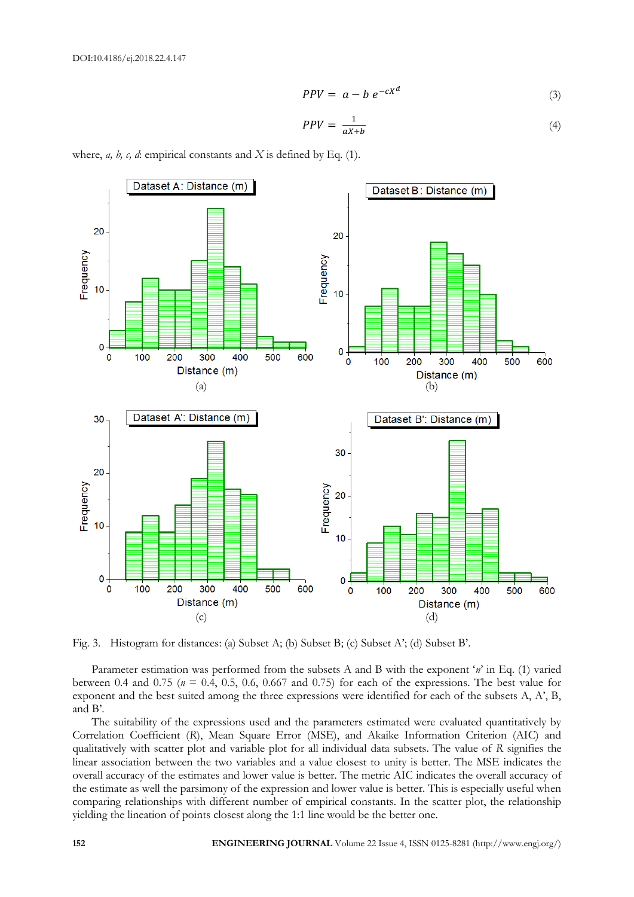$$PPV = a - b\, e^{-cX^d} \tag{3}$$

$$PPV = \frac{1}{aX+b} \tag{4}$$

where, *a, b, c, d*: empirical constants and *X* is defined by Eq. (1).

Fig. 3. Histogram for distances: (a) Subset A; (b) Subset B; (c) Subset A'; (d) Subset B'.

Parameter estimation was performed from the subsets A and B with the exponent '*n*' in Eq. (1) varied between 0.4 and 0.75 (*n* = 0.4, 0.5, 0.6, 0.667 and 0.75) for each of the expressions. The best value for exponent and the best suited among the three expressions were identified for each of the subsets A, A', B, and B'.

The suitability of the expressions used and the parameters estimated were evaluated quantitatively by Correlation Coefficient (*R*), Mean Square Error (MSE), and Akaike Information Criterion (AIC) and qualitatively with scatter plot and variable plot for all individual data subsets. The value of *R* signifies the linear association between the two variables and a value closest to unity is better. The MSE indicates the overall accuracy of the estimates and lower value is better. The metric AIC indicates the overall accuracy of the estimate as well the parsimony of the expression and lower value is better. This is especially useful when comparing relationships with different number of empirical constants. In the scatter plot, the relationship yielding the lineation of points closest along the 1:1 line would be the better one.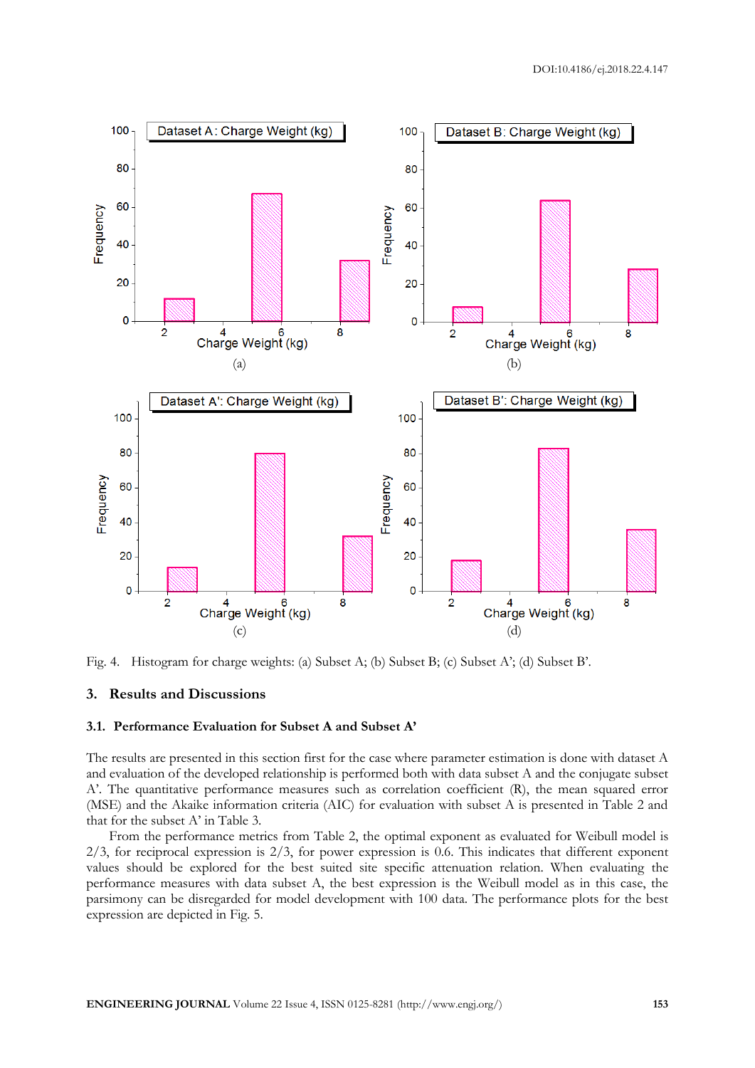Fig. 4. Histogram for charge weights: (a) Subset A; (b) Subset B; (c) Subset A'; (d) Subset B'.

## 3. Results and Discussions

### 3.1. Performance Evaluation for Subset A and Subset A'

The results are presented in this section first for the case where parameter estimation is done with dataset A and evaluation of the developed relationship is performed both with data subset A and the conjugate subset A'. The quantitative performance measures such as correlation coefficient (R), the mean squared error (MSE) and the Akaike information criteria (AIC) for evaluation with subset A is presented in Table 2 and that for the subset A' in Table 3.

From the performance metrics from Table 2, the optimal exponent as evaluated for Weibull model is 2/3, for reciprocal expression is 2/3, for power expression is 0.6. This indicates that different exponent values should be explored for the best suited site specific attenuation relation. When evaluating the performance measures with data subset A, the best expression is the Weibull model as in this case, the parsimony can be disregarded for model development with 100 data. The performance plots for the best expression are depicted in Fig. 5.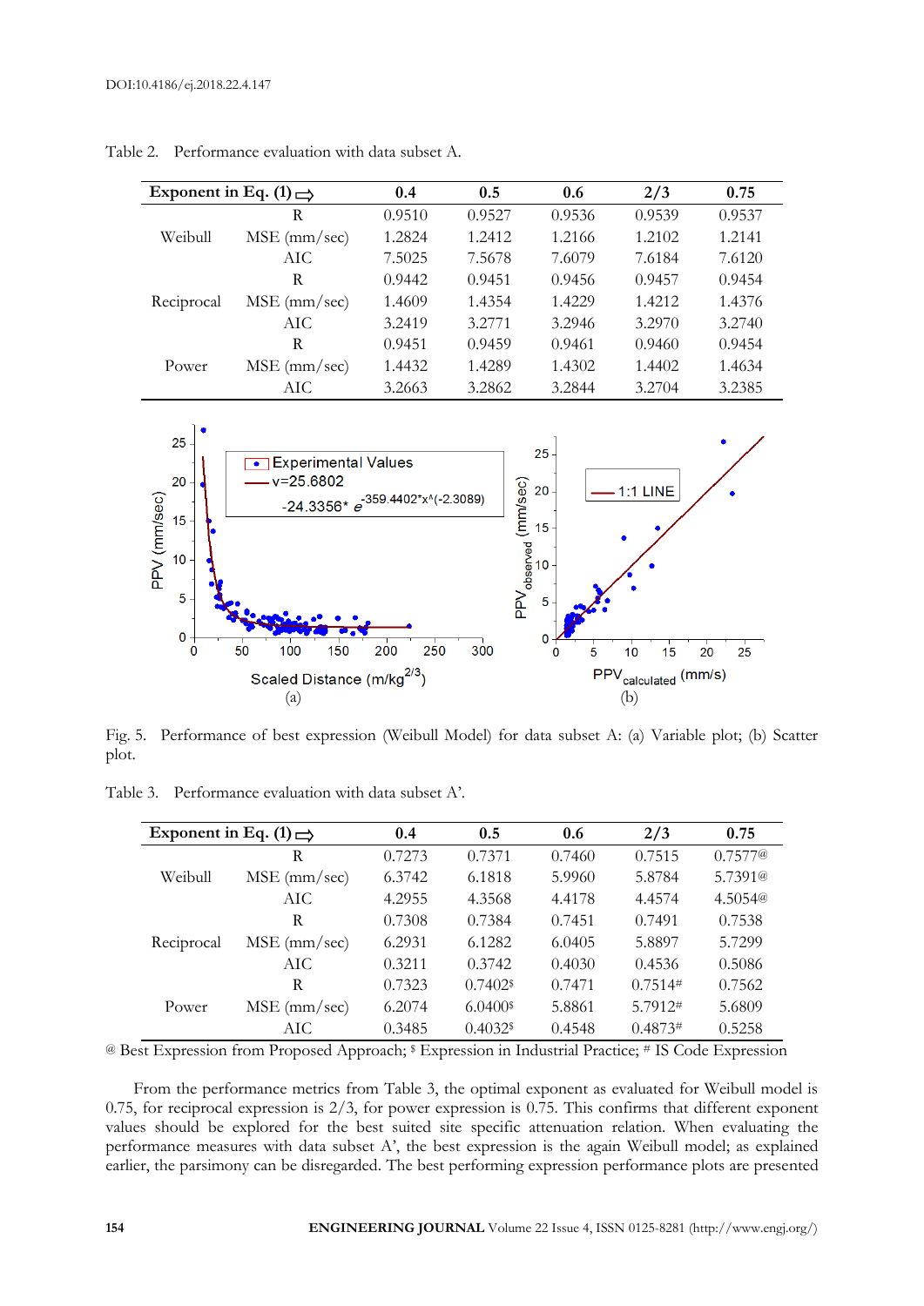Table 2. Performance evaluation with data subset A.

| Exponent in Eq. (1) ⇨ | | 0.4 | 0.5 | 0.6 | 2/3 | 0.75 |
|---|---|---|---|---|---|---|
| Weibull | R | 0.9510 | 0.9527 | 0.9536 | 0.9539 | 0.9537 |
| | MSE (mm/sec) | 1.2824 | 1.2412 | 1.2166 | 1.2102 | 1.2141 |
| | AIC | 7.5025 | 7.5678 | 7.6079 | 7.6184 | 7.6120 |
| Reciprocal | R | 0.9442 | 0.9451 | 0.9456 | 0.9457 | 0.9454 |
| | MSE (mm/sec) | 1.4609 | 1.4354 | 1.4229 | 1.4212 | 1.4376 |
| | AIC | 3.2419 | 3.2771 | 3.2946 | 3.2970 | 3.2740 |
| Power | R | 0.9451 | 0.9459 | 0.9461 | 0.9460 | 0.9454 |
| | MSE (mm/sec) | 1.4432 | 1.4289 | 1.4302 | 1.4402 | 1.4634 |
| | AIC | 3.2663 | 3.2862 | 3.2844 | 3.2704 | 3.2385 |

Fig. 5. Performance of best expression (Weibull Model) for data subset A: (a) Variable plot; (b) Scatter plot.

Table 3. Performance evaluation with data subset A'.

| Exponent in Eq. (1) ⇨ | | 0.4 | 0.5 | 0.6 | 2/3 | 0.75 |
|---|---|---|---|---|---|---|
| Weibull | R | 0.7273 | 0.7371 | 0.7460 | 0.7515 | 0.7577@ |
| | MSE (mm/sec) | 6.3742 | 6.1818 | 5.9960 | 5.8784 | 5.7391@ |
| | AIC | 4.2955 | 4.3568 | 4.4178 | 4.4574 | 4.5054@ |
| Reciprocal | R | 0.7308 | 0.7384 | 0.7451 | 0.7491 | 0.7538 |
| | MSE (mm/sec) | 6.2931 | 6.1282 | 6.0405 | 5.8897 | 5.7299 |
| | AIC | 0.3211 | 0.3742 | 0.4030 | 0.4536 | 0.5086 |
| Power | R | 0.7323 | 0.7402$ | 0.7471 | 0.7514# | 0.7562 |
| | MSE (mm/sec) | 6.2074 | 6.0400$ | 5.8861 | 5.7912# | 5.6809 |
| | AIC | 0.3485 | 0.4032$ | 0.4548 | 0.4873# | 0.5258 |

@ Best Expression from Proposed Approach; $ Expression in Industrial Practice; # IS Code Expression

From the performance metrics from Table 3, the optimal exponent as evaluated for Weibull model is 0.75, for reciprocal expression is 2/3, for power expression is 0.75. This confirms that different exponent values should be explored for the best suited site specific attenuation relation. When evaluating the performance measures with data subset A', the best expression is the again Weibull model; as explained earlier, the parsimony can be disregarded. The best performing expression performance plots are presented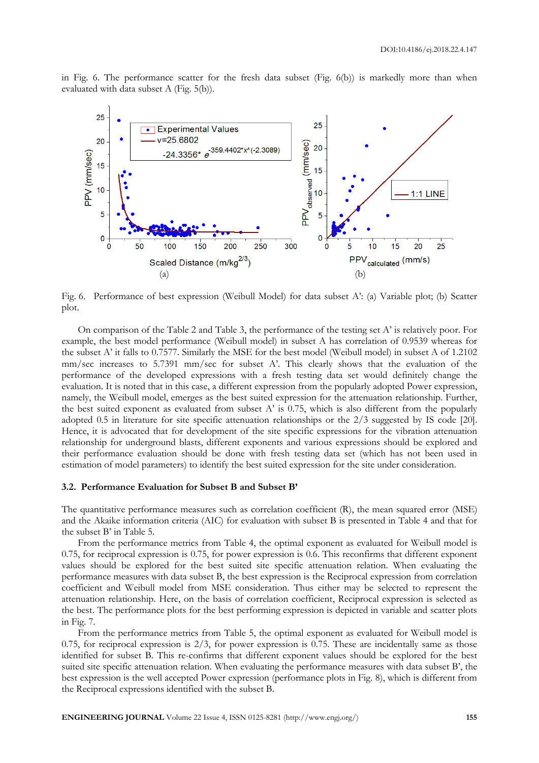in Fig. 6. The performance scatter for the fresh data subset (Fig. 6(b)) is markedly more than when evaluated with data subset A (Fig. 5(b)).

Fig. 6. Performance of best expression (Weibull Model) for data subset A': (a) Variable plot; (b) Scatter plot.

On comparison of the Table 2 and Table 3, the performance of the testing set A' is relatively poor. For example, the best model performance (Weibull model) in subset A has correlation of 0.9539 whereas for the subset A' it falls to 0.7577. Similarly the MSE for the best model (Weibull model) in subset A of 1.2102 mm/sec increases to 5.7391 mm/sec for subset A'. This clearly shows that the evaluation of the performance of the developed expressions with a fresh testing data set would definitely change the evaluation. It is noted that in this case, a different expression from the popularly adopted Power expression, namely, the Weibull model, emerges as the best suited expression for the attenuation relationship. Further, the best suited exponent as evaluated from subset A' is 0.75, which is also different from the popularly adopted 0.5 in literature for site specific attenuation relationships or the 2/3 suggested by IS code [20]. Hence, it is advocated that for development of the site specific expressions for the vibration attenuation relationship for underground blasts, different exponents and various expressions should be explored and their performance evaluation should be done with fresh testing data set (which has not been used in estimation of model parameters) to identify the best suited expression for the site under consideration.

### 3.2. Performance Evaluation for Subset B and Subset B'

The quantitative performance measures such as correlation coefficient (R), the mean squared error (MSE) and the Akaike information criteria (AIC) for evaluation with subset B is presented in Table 4 and that for the subset B' in Table 5.

From the performance metrics from Table 4, the optimal exponent as evaluated for Weibull model is 0.75, for reciprocal expression is 0.75, for power expression is 0.6. This reconfirms that different exponent values should be explored for the best suited site specific attenuation relation. When evaluating the performance measures with data subset B, the best expression is the Reciprocal expression from correlation coefficient and Weibull model from MSE consideration. Thus either may be selected to represent the attenuation relationship. Here, on the basis of correlation coefficient, Reciprocal expression is selected as the best. The performance plots for the best performing expression is depicted in variable and scatter plots in Fig. 7.

From the performance metrics from Table 5, the optimal exponent as evaluated for Weibull model is 0.75, for reciprocal expression is 2/3, for power expression is 0.75. These are incidentally same as those identified for subset B. This re-confirms that different exponent values should be explored for the best suited site specific attenuation relation. When evaluating the performance measures with data subset B', the best expression is the well accepted Power expression (performance plots in Fig. 8), which is different from the Reciprocal expressions identified with the subset B.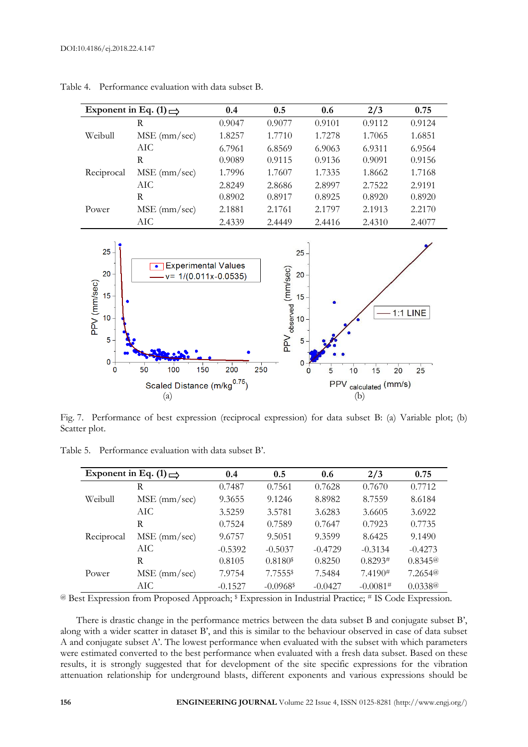Table 4. Performance evaluation with data subset B.

| Exponent in Eq. (1) ⇨ | | 0.4 | 0.5 | 0.6 | 2/3 | 0.75 |
|---|---|---|---|---|---|---|
| Weibull | R | 0.9047 | 0.9077 | 0.9101 | 0.9112 | 0.9124 |
| | MSE (mm/sec) | 1.8257 | 1.7710 | 1.7278 | 1.7065 | 1.6851 |
| | AIC | 6.7961 | 6.8569 | 6.9063 | 6.9311 | 6.9564 |
| Reciprocal | R | 0.9089 | 0.9115 | 0.9136 | 0.9091 | 0.9156 |
| | MSE (mm/sec) | 1.7996 | 1.7607 | 1.7335 | 1.8662 | 1.7168 |
| | AIC | 2.8249 | 2.8686 | 2.8997 | 2.7522 | 2.9191 |
| Power | R | 0.8902 | 0.8917 | 0.8925 | 0.8920 | 0.8920 |
| | MSE (mm/sec) | 2.1881 | 2.1761 | 2.1797 | 2.1913 | 2.2170 |
| | AIC | 2.4339 | 2.4449 | 2.4416 | 2.4310 | 2.4077 |

Fig. 7. Performance of best expression (reciprocal expression) for data subset B: (a) Variable plot; (b) Scatter plot.

Table 5. Performance evaluation with data subset B'.

| Exponent in Eq. (1) ⇨ | | 0.4 | 0.5 | 0.6 | 2/3 | 0.75 |
|---|---|---|---|---|---|---|
| Weibull | R | 0.7487 | 0.7561 | 0.7628 | 0.7670 | 0.7712 |
| | MSE (mm/sec) | 9.3655 | 9.1246 | 8.8982 | 8.7559 | 8.6184 |
| | AIC | 3.5259 | 3.5781 | 3.6283 | 3.6605 | 3.6922 |
| Reciprocal | R | 0.7524 | 0.7589 | 0.7647 | 0.7923 | 0.7735 |
| | MSE (mm/sec) | 9.6757 | 9.5051 | 9.3599 | 8.6425 | 9.1490 |
| | AIC | -0.5392 | -0.5037 | -0.4729 | -0.3134 | -0.4273 |
| Power | R | 0.8105 | 0.8180$ | 0.8250 | 0.8293# | 0.8345@ |
| | MSE (mm/sec) | 7.9754 | 7.7555$ | 7.5484 | 7.4190# | 7.2654@ |
| | AIC | -0.1527 | -0.0968$ | -0.0427 | -0.0081# | 0.0338@ |

@ Best Expression from Proposed Approach; $ Expression in Industrial Practice; # IS Code Expression.

There is drastic change in the performance metrics between the data subset B and conjugate subset B', along with a wider scatter in dataset B', and this is similar to the behaviour observed in case of data subset A and conjugate subset A'. The lowest performance when evaluated with the subset with which parameters were estimated converted to the best performance when evaluated with a fresh data subset. Based on these results, it is strongly suggested that for development of the site specific expressions for the vibration attenuation relationship for underground blasts, different exponents and various expressions should be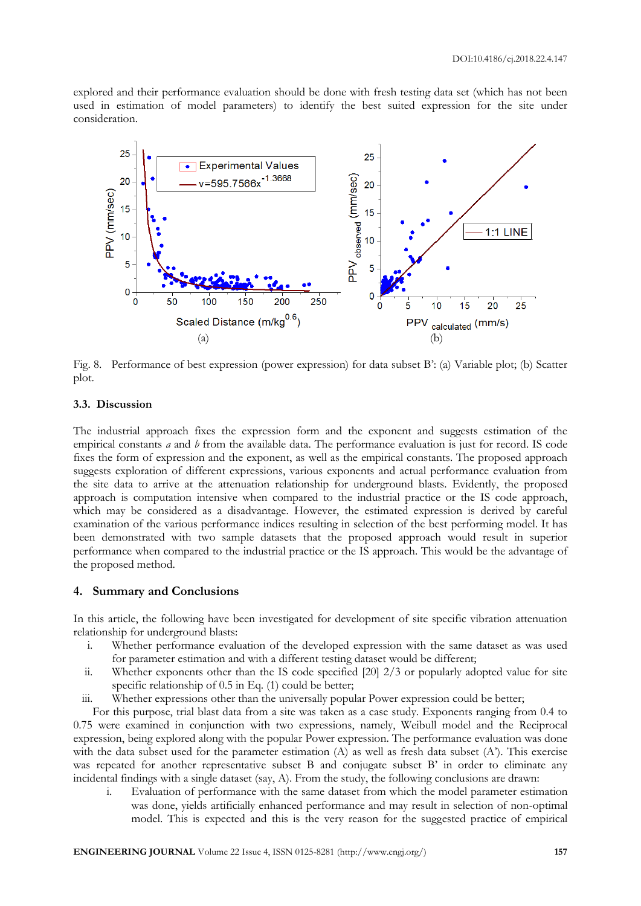explored and their performance evaluation should be done with fresh testing data set (which has not been used in estimation of model parameters) to identify the best suited expression for the site under consideration.

Fig. 8. Performance of best expression (power expression) for data subset B': (a) Variable plot; (b) Scatter plot.

### 3.3. Discussion

The industrial approach fixes the expression form and the exponent and suggests estimation of the empirical constants *a* and *b* from the available data. The performance evaluation is just for record. IS code fixes the form of expression and the exponent, as well as the empirical constants. The proposed approach suggests exploration of different expressions, various exponents and actual performance evaluation from the site data to arrive at the attenuation relationship for underground blasts. Evidently, the proposed approach is computation intensive when compared to the industrial practice or the IS code approach, which may be considered as a disadvantage. However, the estimated expression is derived by careful examination of the various performance indices resulting in selection of the best performing model. It has been demonstrated with two sample datasets that the proposed approach would result in superior performance when compared to the industrial practice or the IS approach. This would be the advantage of the proposed method.

## 4. Summary and Conclusions

In this article, the following have been investigated for development of site specific vibration attenuation relationship for underground blasts:

i. Whether performance evaluation of the developed expression with the same dataset as was used for parameter estimation and with a different testing dataset would be different;
ii. Whether exponents other than the IS code specified [20] 2/3 or popularly adopted value for site specific relationship of 0.5 in Eq. (1) could be better;
iii. Whether expressions other than the universally popular Power expression could be better;

For this purpose, trial blast data from a site was taken as a case study. Exponents ranging from 0.4 to 0.75 were examined in conjunction with two expressions, namely, Weibull model and the Reciprocal expression, being explored along with the popular Power expression. The performance evaluation was done with the data subset used for the parameter estimation (A) as well as fresh data subset (A'). This exercise was repeated for another representative subset B and conjugate subset B' in order to eliminate any incidental findings with a single dataset (say, A). From the study, the following conclusions are drawn:

i. Evaluation of performance with the same dataset from which the model parameter estimation was done, yields artificially enhanced performance and may result in selection of non-optimal model. This is expected and this is the very reason for the suggested practice of empirical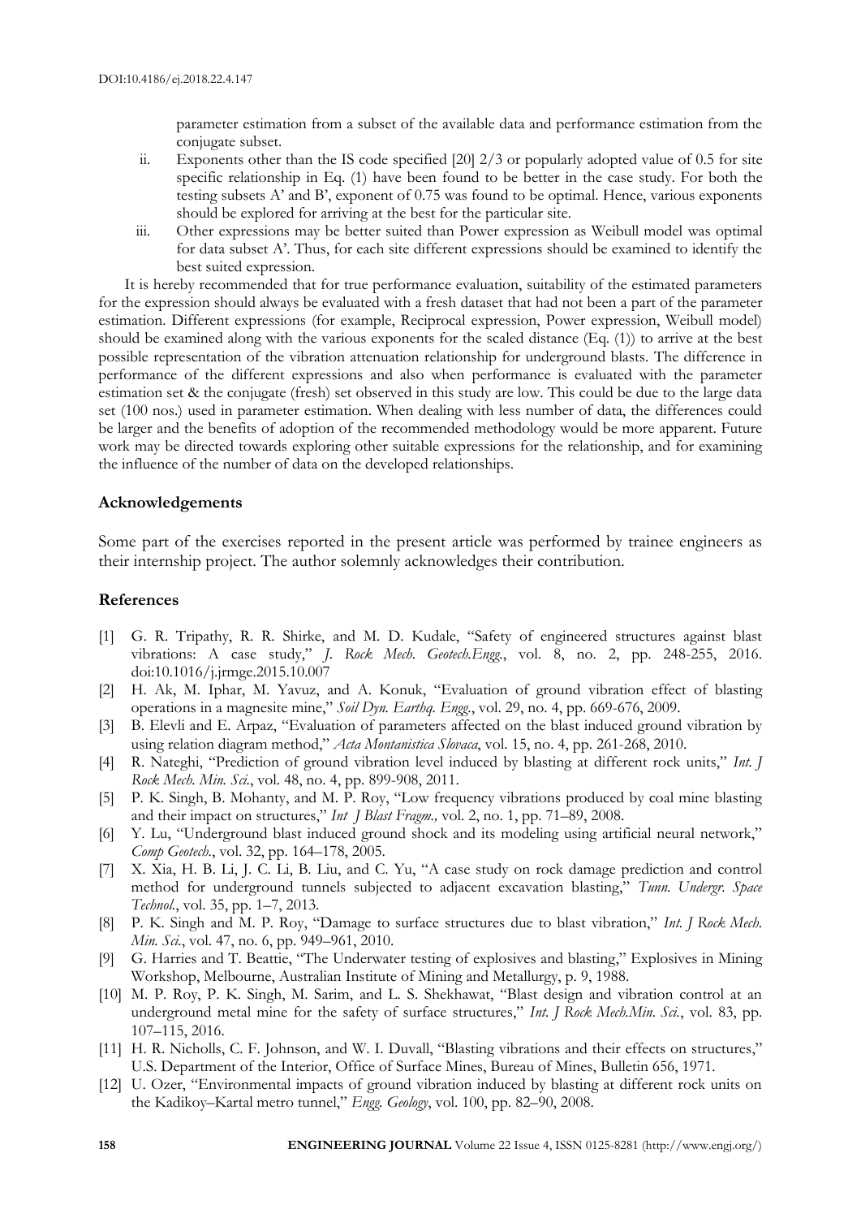parameter estimation from a subset of the available data and performance estimation from the conjugate subset.

ii. Exponents other than the IS code specified [20] 2/3 or popularly adopted value of 0.5 for site specific relationship in Eq. (1) have been found to be better in the case study. For both the testing subsets A' and B', exponent of 0.75 was found to be optimal. Hence, various exponents should be explored for arriving at the best for the particular site.

iii. Other expressions may be better suited than Power expression as Weibull model was optimal for data subset A'. Thus, for each site different expressions should be examined to identify the best suited expression.

It is hereby recommended that for true performance evaluation, suitability of the estimated parameters for the expression should always be evaluated with a fresh dataset that had not been a part of the parameter estimation. Different expressions (for example, Reciprocal expression, Power expression, Weibull model) should be examined along with the various exponents for the scaled distance (Eq. (1)) to arrive at the best possible representation of the vibration attenuation relationship for underground blasts. The difference in performance of the different expressions and also when performance is evaluated with the parameter estimation set & the conjugate (fresh) set observed in this study are low. This could be due to the large data set (100 nos.) used in parameter estimation. When dealing with less number of data, the differences could be larger and the benefits of adoption of the recommended methodology would be more apparent. Future work may be directed towards exploring other suitable expressions for the relationship, and for examining the influence of the number of data on the developed relationships.

## Acknowledgements

Some part of the exercises reported in the present article was performed by trainee engineers as their internship project. The author solemnly acknowledges their contribution.

## References

[1] G. R. Tripathy, R. R. Shirke, and M. D. Kudale, "Safety of engineered structures against blast vibrations: A case study," *J. Rock Mech. Geotech.Engg.*, vol. 8, no. 2, pp. 248-255, 2016. doi:10.1016/j.jrmge.2015.10.007

[2] H. Ak, M. Iphar, M. Yavuz, and A. Konuk, "Evaluation of ground vibration effect of blasting operations in a magnesite mine," *Soil Dyn. Earthq. Engg.*, vol. 29, no. 4, pp. 669-676, 2009.

[3] B. Elevli and E. Arpaz, "Evaluation of parameters affected on the blast induced ground vibration by using relation diagram method," *Acta Montanistica Slovaca*, vol. 15, no. 4, pp. 261-268, 2010.

[4] R. Nateghi, "Prediction of ground vibration level induced by blasting at different rock units," *Int. J Rock Mech. Min. Sci.*, vol. 48, no. 4, pp. 899-908, 2011.

[5] P. K. Singh, B. Mohanty, and M. P. Roy, "Low frequency vibrations produced by coal mine blasting and their impact on structures," *Int J Blast Fragm.,* vol. 2, no. 1, pp. 71–89, 2008.

[6] Y. Lu, "Underground blast induced ground shock and its modeling using artificial neural network," *Comp Geotech.*, vol. 32, pp. 164–178, 2005.

[7] X. Xia, H. B. Li, J. C. Li, B. Liu, and C. Yu, "A case study on rock damage prediction and control method for underground tunnels subjected to adjacent excavation blasting," *Tunn. Undergr. Space Technol.*, vol. 35, pp. 1–7, 2013.

[8] P. K. Singh and M. P. Roy, "Damage to surface structures due to blast vibration," *Int. J Rock Mech. Min. Sci.*, vol. 47, no. 6, pp. 949–961, 2010.

[9] G. Harries and T. Beattie, "The Underwater testing of explosives and blasting," Explosives in Mining Workshop, Melbourne, Australian Institute of Mining and Metallurgy, p. 9, 1988.

[10] M. P. Roy, P. K. Singh, M. Sarim, and L. S. Shekhawat, "Blast design and vibration control at an underground metal mine for the safety of surface structures," *Int. J Rock Mech.Min. Sci.*, vol. 83, pp. 107–115, 2016.

[11] H. R. Nicholls, C. F. Johnson, and W. I. Duvall, "Blasting vibrations and their effects on structures," U.S. Department of the Interior, Office of Surface Mines, Bureau of Mines, Bulletin 656, 1971.

[12] U. Ozer, "Environmental impacts of ground vibration induced by blasting at different rock units on the Kadikoy–Kartal metro tunnel," *Engg. Geology*, vol. 100, pp. 82–90, 2008.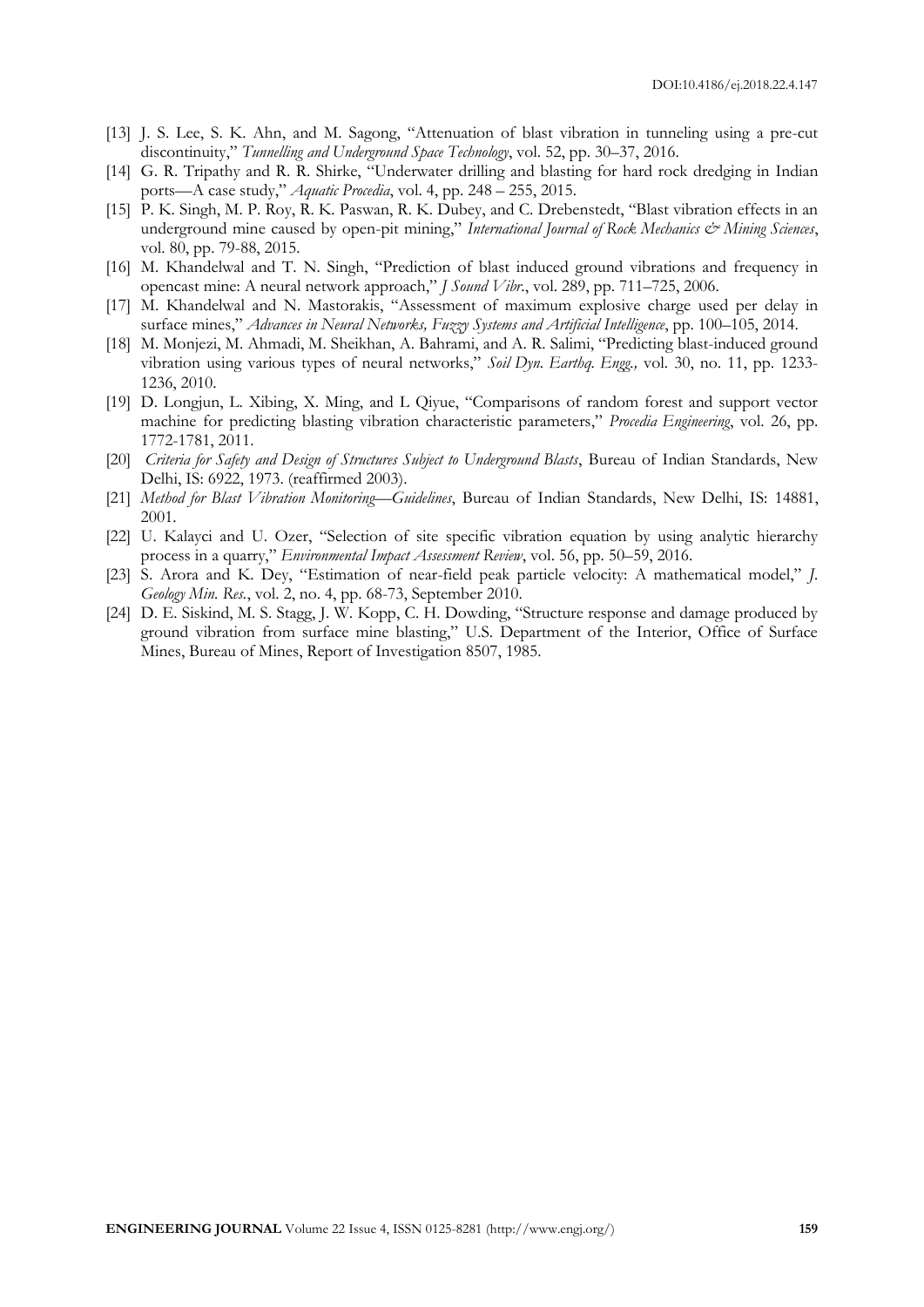[13] J. S. Lee, S. K. Ahn, and M. Sagong, "Attenuation of blast vibration in tunneling using a pre-cut discontinuity," *Tunnelling and Underground Space Technology*, vol. 52, pp. 30–37, 2016.

[14] G. R. Tripathy and R. R. Shirke, "Underwater drilling and blasting for hard rock dredging in Indian ports—A case study," *Aquatic Procedia*, vol. 4, pp. 248 – 255, 2015.

[15] P. K. Singh, M. P. Roy, R. K. Paswan, R. K. Dubey, and C. Drebenstedt, "Blast vibration effects in an underground mine caused by open-pit mining," *International Journal of Rock Mechanics & Mining Sciences*, vol. 80, pp. 79-88, 2015.

[16] M. Khandelwal and T. N. Singh, "Prediction of blast induced ground vibrations and frequency in opencast mine: A neural network approach," *J Sound Vibr.*, vol. 289, pp. 711–725, 2006.

[17] M. Khandelwal and N. Mastorakis, "Assessment of maximum explosive charge used per delay in surface mines," *Advances in Neural Networks, Fuzzy Systems and Artificial Intelligence*, pp. 100–105, 2014.

[18] M. Monjezi, M. Ahmadi, M. Sheikhan, A. Bahrami, and A. R. Salimi, "Predicting blast-induced ground vibration using various types of neural networks," *Soil Dyn. Earthq. Engg.,* vol. 30, no. 11, pp. 1233-1236, 2010.

[19] D. Longjun, L. Xibing, X. Ming, and L Qiyue, "Comparisons of random forest and support vector machine for predicting blasting vibration characteristic parameters," *Procedia Engineering*, vol. 26, pp. 1772-1781, 2011.

[20] *Criteria for Safety and Design of Structures Subject to Underground Blasts*, Bureau of Indian Standards, New Delhi, IS: 6922, 1973. (reaffirmed 2003).

[21] *Method for Blast Vibration Monitoring—Guidelines*, Bureau of Indian Standards, New Delhi, IS: 14881, 2001.

[22] U. Kalayci and U. Ozer, "Selection of site specific vibration equation by using analytic hierarchy process in a quarry," *Environmental Impact Assessment Review*, vol. 56, pp. 50–59, 2016.

[23] S. Arora and K. Dey, "Estimation of near-field peak particle velocity: A mathematical model," *J. Geology Min. Res.*, vol. 2, no. 4, pp. 68-73, September 2010.

[24] D. E. Siskind, M. S. Stagg, J. W. Kopp, C. H. Dowding, "Structure response and damage produced by ground vibration from surface mine blasting," U.S. Department of the Interior, Office of Surface Mines, Bureau of Mines, Report of Investigation 8507, 1985.